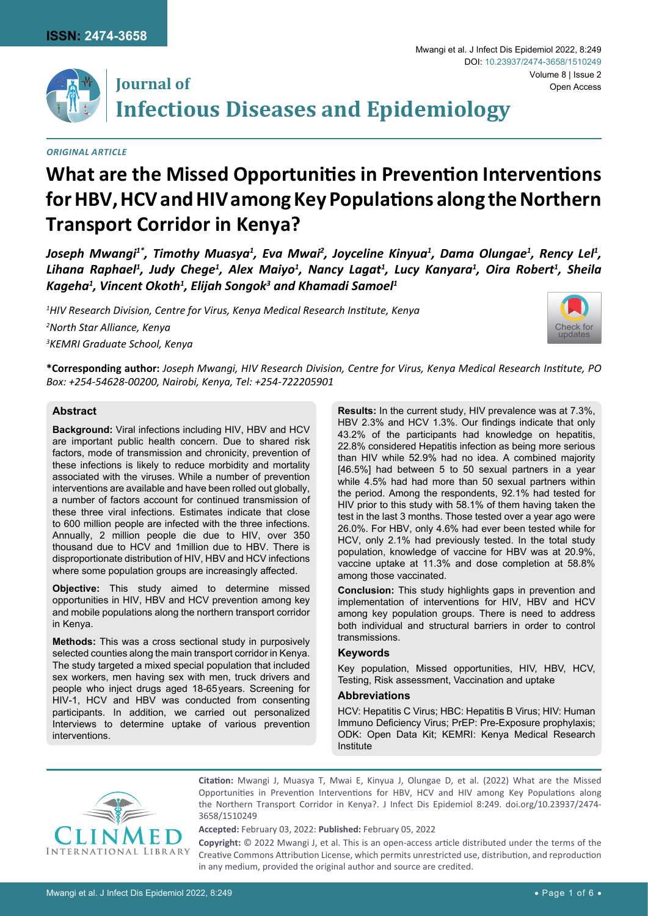ISSN: 2474-3658

# Journal of Infectious Diseases and Epidemiology

DOI: 10.23937/2474-3658/1510249

Open Access

*ORIGINAL ARTICLE*

# What are the Missed Opportunities in Prevention Interventions for HBV, HCV and HIV among Key Populations along the Northern Transport Corridor in Kenya?

***Joseph Mwangi[1*], Timothy Muasya[1], Eva Mwai[2], Joyceline Kinyua[1], Dama Olungae[1], Rency Lel[1], Lihana Raphael[1], Judy Chege[1], Alex Maiyo[1], Nancy Lagat[1], Lucy Kanyara[1], Oira Robert[1], Sheila Kageha[1], Vincent Okoth[1], Elijah Songok[3] and Khamadi Samoel[1]***

*[1]HIV Research Division, Centre for Virus, Kenya Medical Research Institute, Kenya*

*[2]North Star Alliance, Kenya*

*[3]KEMRI Graduate School, Kenya*

**\*Corresponding author:** *Joseph Mwangi, HIV Research Division, Centre for Virus, Kenya Medical Research Institute, PO Box: +254-54628-00200, Nairobi, Kenya, Tel: +254-722205901*

## Abstract

**Background:** Viral infections including HIV, HBV and HCV are important public health concern. Due to shared risk factors, mode of transmission and chronicity, prevention of these infections is likely to reduce morbidity and mortality associated with the viruses. While a number of prevention interventions are available and have been rolled out globally, a number of factors account for continued transmission of these three viral infections. Estimates indicate that close to 600 million people are infected with the three infections. Annually, 2 million people die due to HIV, over 350 thousand due to HCV and 1million due to HBV. There is disproportionate distribution of HIV, HBV and HCV infections where some population groups are increasingly affected.

**Objective:** This study aimed to determine missed opportunities in HIV, HBV and HCV prevention among key and mobile populations along the northern transport corridor in Kenya.

**Methods:** This was a cross sectional study in purposively selected counties along the main transport corridor in Kenya. The study targeted a mixed special population that included sex workers, men having sex with men, truck drivers and people who inject drugs aged 18-65years. Screening for HIV-1, HCV and HBV was conducted from consenting participants. In addition, we carried out personalized Interviews to determine uptake of various prevention interventions.

**Results:** In the current study, HIV prevalence was at 7.3%, HBV 2.3% and HCV 1.3%. Our findings indicate that only 43.2% of the participants had knowledge on hepatitis, 22.8% considered Hepatitis infection as being more serious than HIV while 52.9% had no idea. A combined majority [46.5%] had between 5 to 50 sexual partners in a year while 4.5% had had more than 50 sexual partners within the period. Among the respondents, 92.1% had tested for HIV prior to this study with 58.1% of them having taken the test in the last 3 months. Those tested over a year ago were 26.0%. For HBV, only 4.6% had ever been tested while for HCV, only 2.1% had previously tested. In the total study population, knowledge of vaccine for HBV was at 20.9%, vaccine uptake at 11.3% and dose completion at 58.8% among those vaccinated.

**Conclusion:** This study highlights gaps in prevention and implementation of interventions for HIV, HBV and HCV among key population groups. There is need to address both individual and structural barriers in order to control transmissions.

### Keywords

Key population, Missed opportunities, HIV, HBV, HCV, Testing, Risk assessment, Vaccination and uptake

### Abbreviations

HCV: Hepatitis C Virus; HBC: Hepatitis B Virus; HIV: Human Immuno Deficiency Virus; PrEP: Pre-Exposure prophylaxis; ODK: Open Data Kit; KEMRI: Kenya Medical Research Institute

**Citation:** Mwangi J, Muasya T, Mwai E, Kinyua J, Olungae D, et al. (2022) What are the Missed Opportunities in Prevention Interventions for HBV, HCV and HIV among Key Populations along the Northern Transport Corridor in Kenya?. J Infect Dis Epidemiol 8:249. doi.org/10.23937/2474-3658/1510249

**Accepted:** February 03, 2022: **Published:** February 05, 2022

**Copyright:** © 2022 Mwangi J, et al. This is an open-access article distributed under the terms of the Creative Commons Attribution License, which permits unrestricted use, distribution, and reproduction in any medium, provided the original author and source are credited.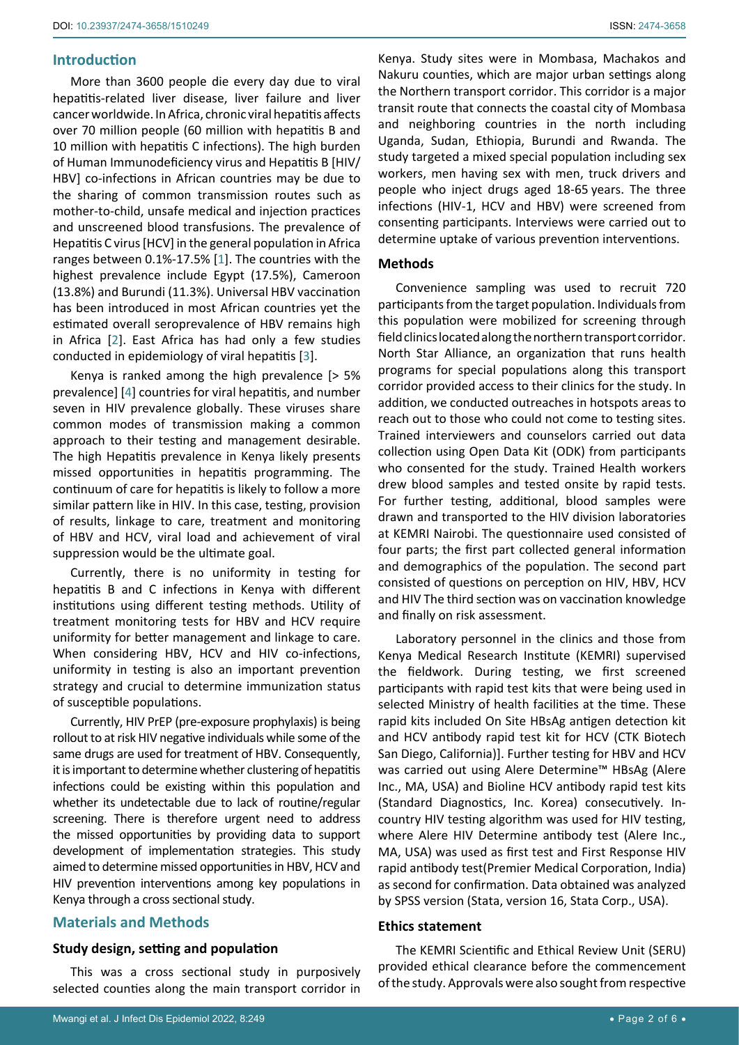## Introduction

More than 3600 people die every day due to viral hepatitis-related liver disease, liver failure and liver cancer worldwide. In Africa, chronic viral hepatitis affects over 70 million people (60 million with hepatitis B and 10 million with hepatitis C infections). The high burden of Human Immunodeficiency virus and Hepatitis B [HIV/HBV] co-infections in African countries may be due to the sharing of common transmission routes such as mother-to-child, unsafe medical and injection practices and unscreened blood transfusions. The prevalence of Hepatitis C virus [HCV] in the general population in Africa ranges between 0.1%-17.5% [1]. The countries with the highest prevalence include Egypt (17.5%), Cameroon (13.8%) and Burundi (11.3%). Universal HBV vaccination has been introduced in most African countries yet the estimated overall seroprevalence of HBV remains high in Africa [2]. East Africa has had only a few studies conducted in epidemiology of viral hepatitis [3].

Kenya is ranked among the high prevalence [> 5% prevalence] [4] countries for viral hepatitis, and number seven in HIV prevalence globally. These viruses share common modes of transmission making a common approach to their testing and management desirable. The high Hepatitis prevalence in Kenya likely presents missed opportunities in hepatitis programming. The continuum of care for hepatitis is likely to follow a more similar pattern like in HIV. In this case, testing, provision of results, linkage to care, treatment and monitoring of HBV and HCV, viral load and achievement of viral suppression would be the ultimate goal.

Currently, there is no uniformity in testing for hepatitis B and C infections in Kenya with different institutions using different testing methods. Utility of treatment monitoring tests for HBV and HCV require uniformity for better management and linkage to care. When considering HBV, HCV and HIV co-infections, uniformity in testing is also an important prevention strategy and crucial to determine immunization status of susceptible populations.

Currently, HIV PrEP (pre-exposure prophylaxis) is being rollout to at risk HIV negative individuals while some of the same drugs are used for treatment of HBV. Consequently, it is important to determine whether clustering of hepatitis infections could be existing within this population and whether its undetectable due to lack of routine/regular screening. There is therefore urgent need to address the missed opportunities by providing data to support development of implementation strategies. This study aimed to determine missed opportunities in HBV, HCV and HIV prevention interventions among key populations in Kenya through a cross sectional study.

## Materials and Methods

### Study design, setting and population

This was a cross sectional study in purposively selected counties along the main transport corridor in Kenya. Study sites were in Mombasa, Machakos and Nakuru counties, which are major urban settings along the Northern transport corridor. This corridor is a major transit route that connects the coastal city of Mombasa and neighboring countries in the north including Uganda, Sudan, Ethiopia, Burundi and Rwanda. The study targeted a mixed special population including sex workers, men having sex with men, truck drivers and people who inject drugs aged 18-65 years. The three infections (HIV-1, HCV and HBV) were screened from consenting participants. Interviews were carried out to determine uptake of various prevention interventions.

### Methods

Convenience sampling was used to recruit 720 participants from the target population. Individuals from this population were mobilized for screening through field clinics located along the northern transport corridor. North Star Alliance, an organization that runs health programs for special populations along this transport corridor provided access to their clinics for the study. In addition, we conducted outreaches in hotspots areas to reach out to those who could not come to testing sites. Trained interviewers and counselors carried out data collection using Open Data Kit (ODK) from participants who consented for the study. Trained Health workers drew blood samples and tested onsite by rapid tests. For further testing, additional, blood samples were drawn and transported to the HIV division laboratories at KEMRI Nairobi. The questionnaire used consisted of four parts; the first part collected general information and demographics of the population. The second part consisted of questions on perception on HIV, HBV, HCV and HIV The third section was on vaccination knowledge and finally on risk assessment.

Laboratory personnel in the clinics and those from Kenya Medical Research Institute (KEMRI) supervised the fieldwork. During testing, we first screened participants with rapid test kits that were being used in selected Ministry of health facilities at the time. These rapid kits included On Site HBsAg antigen detection kit and HCV antibody rapid test kit for HCV (CTK Biotech San Diego, California)]. Further testing for HBV and HCV was carried out using Alere Determine™ HBsAg (Alere Inc., MA, USA) and Bioline HCV antibody rapid test kits (Standard Diagnostics, Inc. Korea) consecutively. In-country HIV testing algorithm was used for HIV testing, where Alere HIV Determine antibody test (Alere Inc., MA, USA) was used as first test and First Response HIV rapid antibody test(Premier Medical Corporation, India) as second for confirmation. Data obtained was analyzed by SPSS version (Stata, version 16, Stata Corp., USA).

### Ethics statement

The KEMRI Scientific and Ethical Review Unit (SERU) provided ethical clearance before the commencement of the study. Approvals were also sought from respective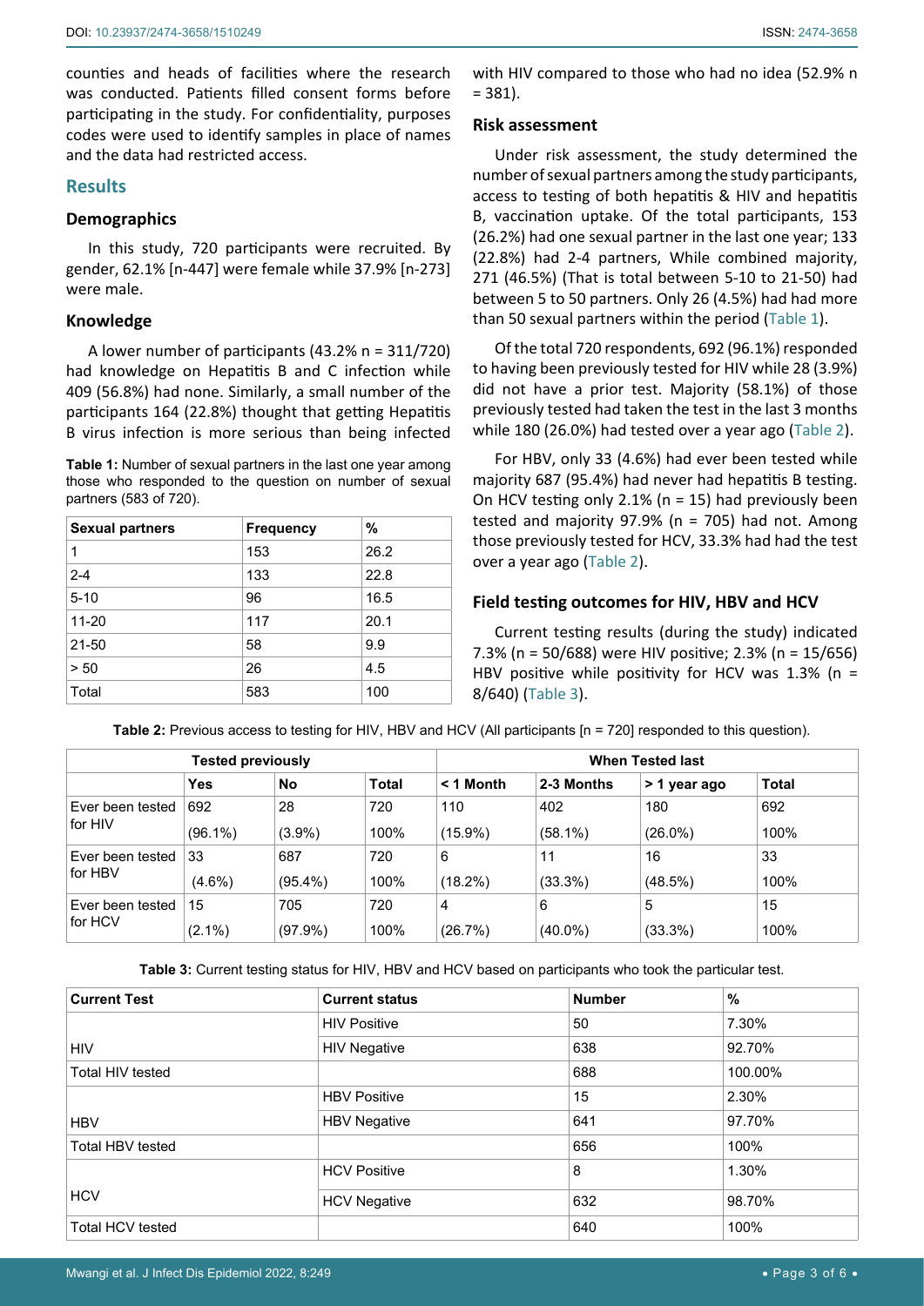counties and heads of facilities where the research was conducted. Patients filled consent forms before participating in the study. For confidentiality, purposes codes were used to identify samples in place of names and the data had restricted access.

## Results

### Demographics

In this study, 720 participants were recruited. By gender, 62.1% [n-447] were female while 37.9% [n-273] were male.

### Knowledge

A lower number of participants (43.2% n = 311/720) had knowledge on Hepatitis B and C infection while 409 (56.8%) had none. Similarly, a small number of the participants 164 (22.8%) thought that getting Hepatitis B virus infection is more serious than being infected with HIV compared to those who had no idea (52.9% n = 381).

**Table 1:** Number of sexual partners in the last one year among those who responded to the question on number of sexual partners (583 of 720).

| Sexual partners | Frequency | % |
|---|---|---|
| 1 | 153 | 26.2 |
| 2-4 | 133 | 22.8 |
| 5-10 | 96 | 16.5 |
| 11-20 | 117 | 20.1 |
| 21-50 | 58 | 9.9 |
| > 50 | 26 | 4.5 |
| Total | 583 | 100 |

### Risk assessment

Under risk assessment, the study determined the number of sexual partners among the study participants, access to testing of both hepatitis & HIV and hepatitis B, vaccination uptake. Of the total participants, 153 (26.2%) had one sexual partner in the last one year; 133 (22.8%) had 2-4 partners, While combined majority, 271 (46.5%) (That is total between 5-10 to 21-50) had between 5 to 50 partners. Only 26 (4.5%) had had more than 50 sexual partners within the period (Table 1).

Of the total 720 respondents, 692 (96.1%) responded to having been previously tested for HIV while 28 (3.9%) did not have a prior test. Majority (58.1%) of those previously tested had taken the test in the last 3 months while 180 (26.0%) had tested over a year ago (Table 2).

For HBV, only 33 (4.6%) had ever been tested while majority 687 (95.4%) had never had hepatitis B testing. On HCV testing only 2.1% (n = 15) had previously been tested and majority 97.9% (n = 705) had not. Among those previously tested for HCV, 33.3% had had the test over a year ago (Table 2).

### Field testing outcomes for HIV, HBV and HCV

Current testing results (during the study) indicated 7.3% (n = 50/688) were HIV positive; 2.3% (n = 15/656) HBV positive while positivity for HCV was 1.3% (n = 8/640) (Table 3).

**Table 2:** Previous access to testing for HIV, HBV and HCV (All participants [n = 720] responded to this question).

| Tested previously | | | | When Tested last | | | |
|---|---|---|---|---|---|---|---|
| | Yes | No | Total | < 1 Month | 2-3 Months | > 1 year ago | Total |
| Ever been tested for HIV | 692 (96.1%) | 28 (3.9%) | 720 100% | 110 (15.9%) | 402 (58.1%) | 180 (26.0%) | 692 100% |
| Ever been tested for HBV | 33 (4.6%) | 687 (95.4%) | 720 100% | 6 (18.2%) | 11 (33.3%) | 16 (48.5%) | 33 100% |
| Ever been tested for HCV | 15 (2.1%) | 705 (97.9%) | 720 100% | 4 (26.7%) | 6 (40.0%) | 5 (33.3%) | 15 100% |

**Table 3:** Current testing status for HIV, HBV and HCV based on participants who took the particular test.

| Current Test | Current status | Number | % |
|---|---|---|---|
| HIV | HIV Positive | 50 | 7.30% |
| | HIV Negative | 638 | 92.70% |
| Total HIV tested | | 688 | 100.00% |
| HBV | HBV Positive | 15 | 2.30% |
| | HBV Negative | 641 | 97.70% |
| Total HBV tested | | 656 | 100% |
| HCV | HCV Positive | 8 | 1.30% |
| | HCV Negative | 632 | 98.70% |
| Total HCV tested | | 640 | 100% |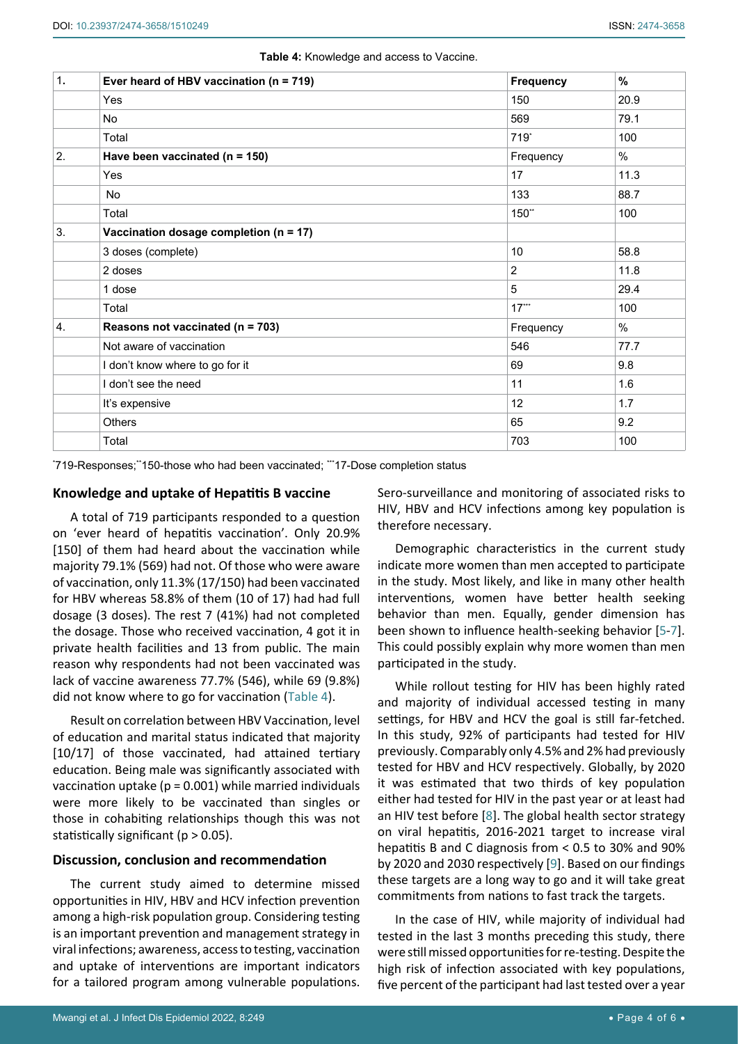**Table 4:** Knowledge and access to Vaccine.

| | | Frequency | % |
|---|---|---|---|
| 1. | **Ever heard of HBV vaccination (n = 719)** | **Frequency** | **%** |
| | Yes | 150 | 20.9 |
| | No | 569 | 79.1 |
| | Total | 719* | 100 |
| 2. | **Have been vaccinated (n = 150)** | Frequency | % |
| | Yes | 17 | 11.3 |
| | No | 133 | 88.7 |
| | Total | 150** | 100 |
| 3. | **Vaccination dosage completion (n = 17)** | | |
| | 3 doses (complete) | 10 | 58.8 |
| | 2 doses | 2 | 11.8 |
| | 1 dose | 5 | 29.4 |
| | Total | 17*** | 100 |
| 4. | **Reasons not vaccinated (n = 703)** | Frequency | % |
| | Not aware of vaccination | 546 | 77.7 |
| | I don't know where to go for it | 69 | 9.8 |
| | I don't see the need | 11 | 1.6 |
| | It's expensive | 12 | 1.7 |
| | Others | 65 | 9.2 |
| | Total | 703 | 100 |

*719-Responses; **150-those who had been vaccinated; ***17-Dose completion status

### Knowledge and uptake of Hepatitis B vaccine

A total of 719 participants responded to a question on 'ever heard of hepatitis vaccination'. Only 20.9% [150] of them had heard about the vaccination while majority 79.1% (569) had not. Of those who were aware of vaccination, only 11.3% (17/150) had been vaccinated for HBV whereas 58.8% of them (10 of 17) had had full dosage (3 doses). The rest 7 (41%) had not completed the dosage. Those who received vaccination, 4 got it in private health facilities and 13 from public. The main reason why respondents had not been vaccinated was lack of vaccine awareness 77.7% (546), while 69 (9.8%) did not know where to go for vaccination (Table 4).

Result on correlation between HBV Vaccination, level of education and marital status indicated that majority [10/17] of those vaccinated, had attained tertiary education. Being male was significantly associated with vaccination uptake ($p = 0.001$) while married individuals were more likely to be vaccinated than singles or those in cohabiting relationships though this was not statistically significant ($p > 0.05$).

## Discussion, conclusion and recommendation

The current study aimed to determine missed opportunities in HIV, HBV and HCV infection prevention among a high-risk population group. Considering testing is an important prevention and management strategy in viral infections; awareness, access to testing, vaccination and uptake of interventions are important indicators for a tailored program among vulnerable populations. Sero-surveillance and monitoring of associated risks to HIV, HBV and HCV infections among key population is therefore necessary.

Demographic characteristics in the current study indicate more women than men accepted to participate in the study. Most likely, and like in many other health interventions, women have better health seeking behavior than men. Equally, gender dimension has been shown to influence health-seeking behavior [5-7]. This could possibly explain why more women than men participated in the study.

While rollout testing for HIV has been highly rated and majority of individual accessed testing in many settings, for HBV and HCV the goal is still far-fetched. In this study, 92% of participants had tested for HIV previously. Comparably only 4.5% and 2% had previously tested for HBV and HCV respectively. Globally, by 2020 it was estimated that two thirds of key population either had tested for HIV in the past year or at least had an HIV test before [8]. The global health sector strategy on viral hepatitis, 2016-2021 target to increase viral hepatitis B and C diagnosis from < 0.5 to 30% and 90% by 2020 and 2030 respectively [9]. Based on our findings these targets are a long way to go and it will take great commitments from nations to fast track the targets.

In the case of HIV, while majority of individual had tested in the last 3 months preceding this study, there were still missed opportunities for re-testing. Despite the high risk of infection associated with key populations, five percent of the participant had last tested over a year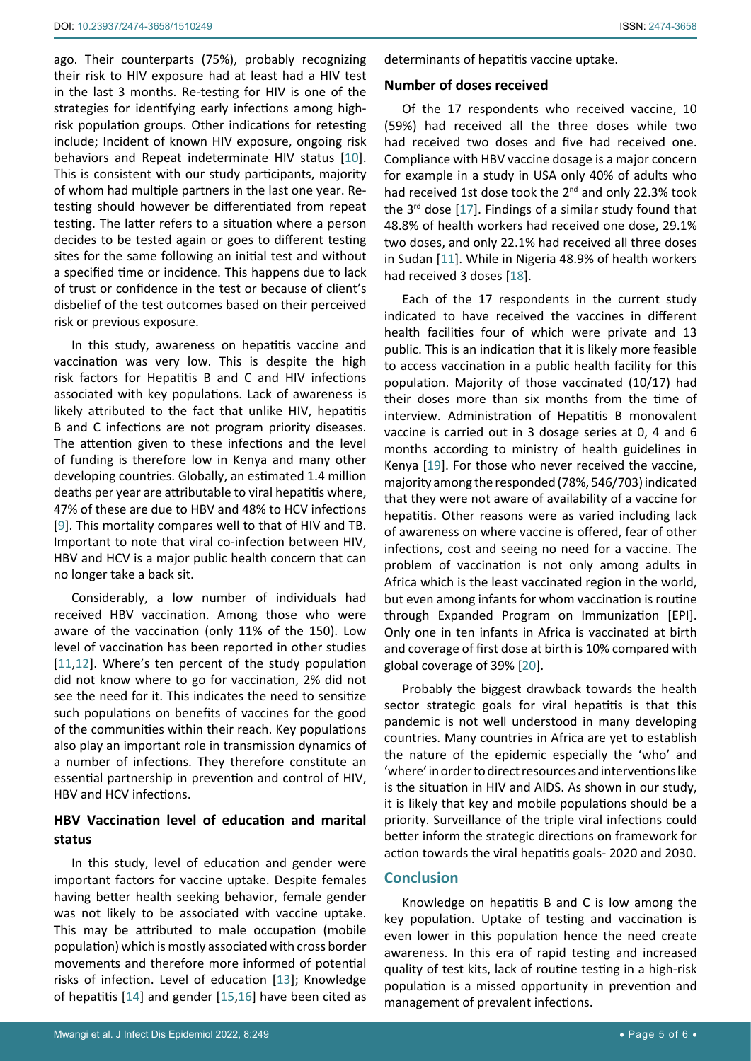ago. Their counterparts (75%), probably recognizing their risk to HIV exposure had at least had a HIV test in the last 3 months. Re-testing for HIV is one of the strategies for identifying early infections among high-risk population groups. Other indications for retesting include; Incident of known HIV exposure, ongoing risk behaviors and Repeat indeterminate HIV status [10]. This is consistent with our study participants, majority of whom had multiple partners in the last one year. Re-testing should however be differentiated from repeat testing. The latter refers to a situation where a person decides to be tested again or goes to different testing sites for the same following an initial test and without a specified time or incidence. This happens due to lack of trust or confidence in the test or because of client's disbelief of the test outcomes based on their perceived risk or previous exposure.

In this study, awareness on hepatitis vaccine and vaccination was very low. This is despite the high risk factors for Hepatitis B and C and HIV infections associated with key populations. Lack of awareness is likely attributed to the fact that unlike HIV, hepatitis B and C infections are not program priority diseases. The attention given to these infections and the level of funding is therefore low in Kenya and many other developing countries. Globally, an estimated 1.4 million deaths per year are attributable to viral hepatitis where, 47% of these are due to HBV and 48% to HCV infections [9]. This mortality compares well to that of HIV and TB. Important to note that viral co-infection between HIV, HBV and HCV is a major public health concern that can no longer take a back sit.

Considerably, a low number of individuals had received HBV vaccination. Among those who were aware of the vaccination (only 11% of the 150). Low level of vaccination has been reported in other studies [11,12]. Where's ten percent of the study population did not know where to go for vaccination, 2% did not see the need for it. This indicates the need to sensitize such populations on benefits of vaccines for the good of the communities within their reach. Key populations also play an important role in transmission dynamics of a number of infections. They therefore constitute an essential partnership in prevention and control of HIV, HBV and HCV infections.

### HBV Vaccination level of education and marital status

In this study, level of education and gender were important factors for vaccine uptake. Despite females having better health seeking behavior, female gender was not likely to be associated with vaccine uptake. This may be attributed to male occupation (mobile population) which is mostly associated with cross border movements and therefore more informed of potential risks of infection. Level of education [13]; Knowledge of hepatitis [14] and gender [15,16] have been cited as determinants of hepatitis vaccine uptake.

### Number of doses received

Of the 17 respondents who received vaccine, 10 (59%) had received all the three doses while two had received two doses and five had received one. Compliance with HBV vaccine dosage is a major concern for example in a study in USA only 40% of adults who had received 1st dose took the 2nd and only 22.3% took the 3rd dose [17]. Findings of a similar study found that 48.8% of health workers had received one dose, 29.1% two doses, and only 22.1% had received all three doses in Sudan [11]. While in Nigeria 48.9% of health workers had received 3 doses [18].

Each of the 17 respondents in the current study indicated to have received the vaccines in different health facilities four of which were private and 13 public. This is an indication that it is likely more feasible to access vaccination in a public health facility for this population. Majority of those vaccinated (10/17) had their doses more than six months from the time of interview. Administration of Hepatitis B monovalent vaccine is carried out in 3 dosage series at 0, 4 and 6 months according to ministry of health guidelines in Kenya [19]. For those who never received the vaccine, majority among the responded (78%, 546/703) indicated that they were not aware of availability of a vaccine for hepatitis. Other reasons were as varied including lack of awareness on where vaccine is offered, fear of other infections, cost and seeing no need for a vaccine. The problem of vaccination is not only among adults in Africa which is the least vaccinated region in the world, but even among infants for whom vaccination is routine through Expanded Program on Immunization [EPI]. Only one in ten infants in Africa is vaccinated at birth and coverage of first dose at birth is 10% compared with global coverage of 39% [20].

Probably the biggest drawback towards the health sector strategic goals for viral hepatitis is that this pandemic is not well understood in many developing countries. Many countries in Africa are yet to establish the nature of the epidemic especially the 'who' and 'where' in order to direct resources and interventions like is the situation in HIV and AIDS. As shown in our study, it is likely that key and mobile populations should be a priority. Surveillance of the triple viral infections could better inform the strategic directions on framework for action towards the viral hepatitis goals- 2020 and 2030.

## Conclusion

Knowledge on hepatitis B and C is low among the key population. Uptake of testing and vaccination is even lower in this population hence the need create awareness. In this era of rapid testing and increased quality of test kits, lack of routine testing in a high-risk population is a missed opportunity in prevention and management of prevalent infections.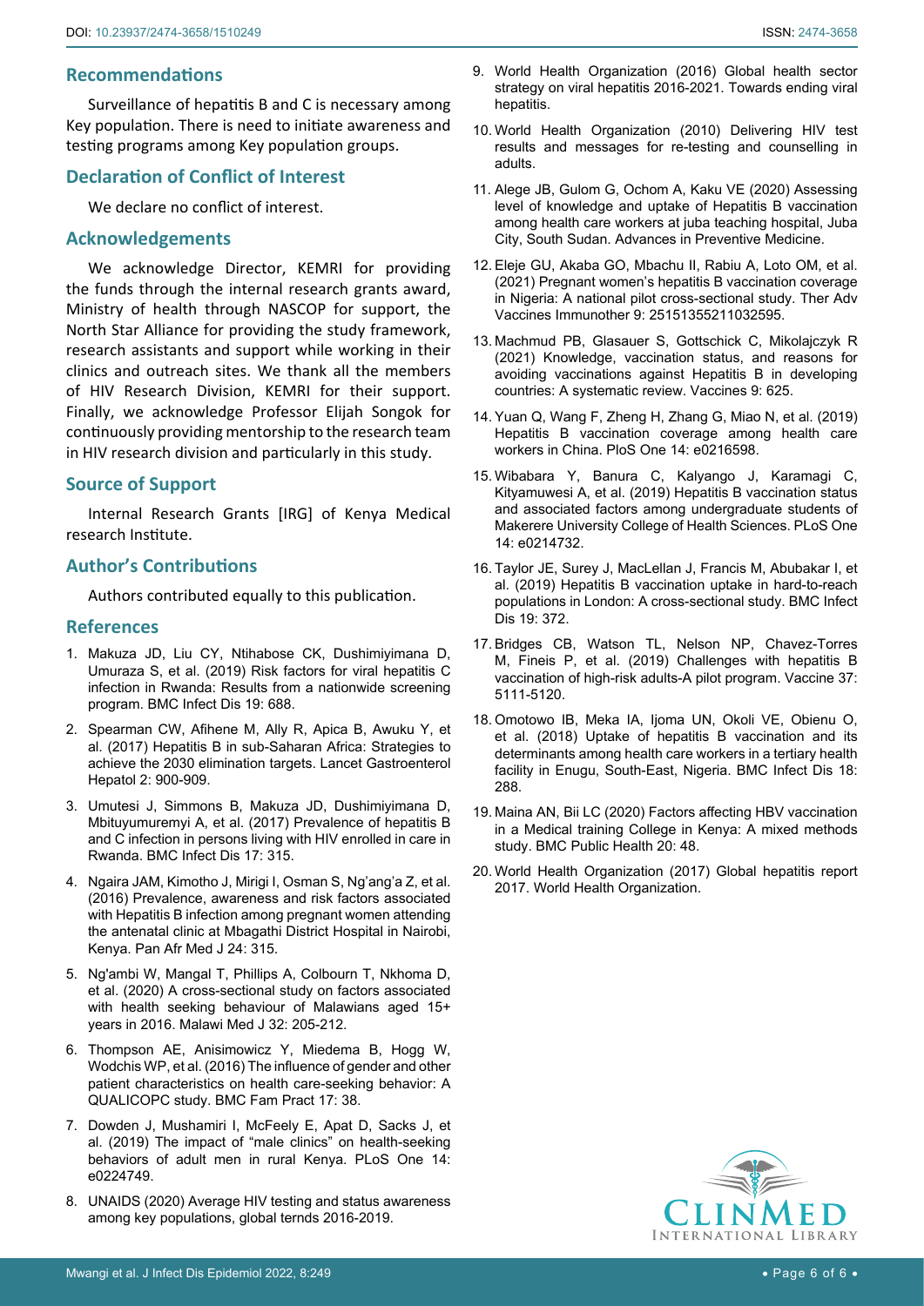## Recommendations

Surveillance of hepatitis B and C is necessary among Key population. There is need to initiate awareness and testing programs among Key population groups.

## Declaration of Conflict of Interest

We declare no conflict of interest.

## Acknowledgements

We acknowledge Director, KEMRI for providing the funds through the internal research grants award, Ministry of health through NASCOP for support, the North Star Alliance for providing the study framework, research assistants and support while working in their clinics and outreach sites. We thank all the members of HIV Research Division, KEMRI for their support. Finally, we acknowledge Professor Elijah Songok for continuously providing mentorship to the research team in HIV research division and particularly in this study.

## Source of Support

Internal Research Grants [IRG] of Kenya Medical research Institute.

## Author's Contributions

Authors contributed equally to this publication.

## References

1. Makuza JD, Liu CY, Ntihabose CK, Dushimiyimana D, Umuraza S, et al. (2019) Risk factors for viral hepatitis C infection in Rwanda: Results from a nationwide screening program. BMC Infect Dis 19: 688.
2. Spearman CW, Afihene M, Ally R, Apica B, Awuku Y, et al. (2017) Hepatitis B in sub-Saharan Africa: Strategies to achieve the 2030 elimination targets. Lancet Gastroenterol Hepatol 2: 900-909.
3. Umutesi J, Simmons B, Makuza JD, Dushimiyimana D, Mbituyumuremyi A, et al. (2017) Prevalence of hepatitis B and C infection in persons living with HIV enrolled in care in Rwanda. BMC Infect Dis 17: 315.
4. Ngaira JAM, Kimotho J, Mirigi I, Osman S, Ng'ang'a Z, et al. (2016) Prevalence, awareness and risk factors associated with Hepatitis B infection among pregnant women attending the antenatal clinic at Mbagathi District Hospital in Nairobi, Kenya. Pan Afr Med J 24: 315.
5. Ng'ambi W, Mangal T, Phillips A, Colbourn T, Nkhoma D, et al. (2020) A cross-sectional study on factors associated with health seeking behaviour of Malawians aged 15+ years in 2016. Malawi Med J 32: 205-212.
6. Thompson AE, Anisimowicz Y, Miedema B, Hogg W, Wodchis WP, et al. (2016) The influence of gender and other patient characteristics on health care-seeking behavior: A QUALICOPC study. BMC Fam Pract 17: 38.
7. Dowden J, Mushamiri I, McFeely E, Apat D, Sacks J, et al. (2019) The impact of "male clinics" on health-seeking behaviors of adult men in rural Kenya. PLoS One 14: e0224749.
8. UNAIDS (2020) Average HIV testing and status awareness among key populations, global ternds 2016-2019.
9. World Health Organization (2016) Global health sector strategy on viral hepatitis 2016-2021. Towards ending viral hepatitis.
10. World Health Organization (2010) Delivering HIV test results and messages for re-testing and counselling in adults.
11. Alege JB, Gulom G, Ochom A, Kaku VE (2020) Assessing level of knowledge and uptake of Hepatitis B vaccination among health care workers at juba teaching hospital, Juba City, South Sudan. Advances in Preventive Medicine.
12. Eleje GU, Akaba GO, Mbachu II, Rabiu A, Loto OM, et al. (2021) Pregnant women's hepatitis B vaccination coverage in Nigeria: A national pilot cross-sectional study. Ther Adv Vaccines Immunother 9: 25151355211032595.
13. Machmud PB, Glasauer S, Gottschick C, Mikolajczyk R (2021) Knowledge, vaccination status, and reasons for avoiding vaccinations against Hepatitis B in developing countries: A systematic review. Vaccines 9: 625.
14. Yuan Q, Wang F, Zheng H, Zhang G, Miao N, et al. (2019) Hepatitis B vaccination coverage among health care workers in China. PloS One 14: e0216598.
15. Wibabara Y, Banura C, Kalyango J, Karamagi C, Kityamuwesi A, et al. (2019) Hepatitis B vaccination status and associated factors among undergraduate students of Makerere University College of Health Sciences. PLoS One 14: e0214732.
16. Taylor JE, Surey J, MacLellan J, Francis M, Abubakar I, et al. (2019) Hepatitis B vaccination uptake in hard-to-reach populations in London: A cross-sectional study. BMC Infect Dis 19: 372.
17. Bridges CB, Watson TL, Nelson NP, Chavez-Torres M, Fineis P, et al. (2019) Challenges with hepatitis B vaccination of high-risk adults-A pilot program. Vaccine 37: 5111-5120.
18. Omotowo IB, Meka IA, Ijoma UN, Okoli VE, Obienu O, et al. (2018) Uptake of hepatitis B vaccination and its determinants among health care workers in a tertiary health facility in Enugu, South-East, Nigeria. BMC Infect Dis 18: 288.
19. Maina AN, Bii LC (2020) Factors affecting HBV vaccination in a Medical training College in Kenya: A mixed methods study. BMC Public Health 20: 48.
20. World Health Organization (2017) Global hepatitis report 2017. World Health Organization.